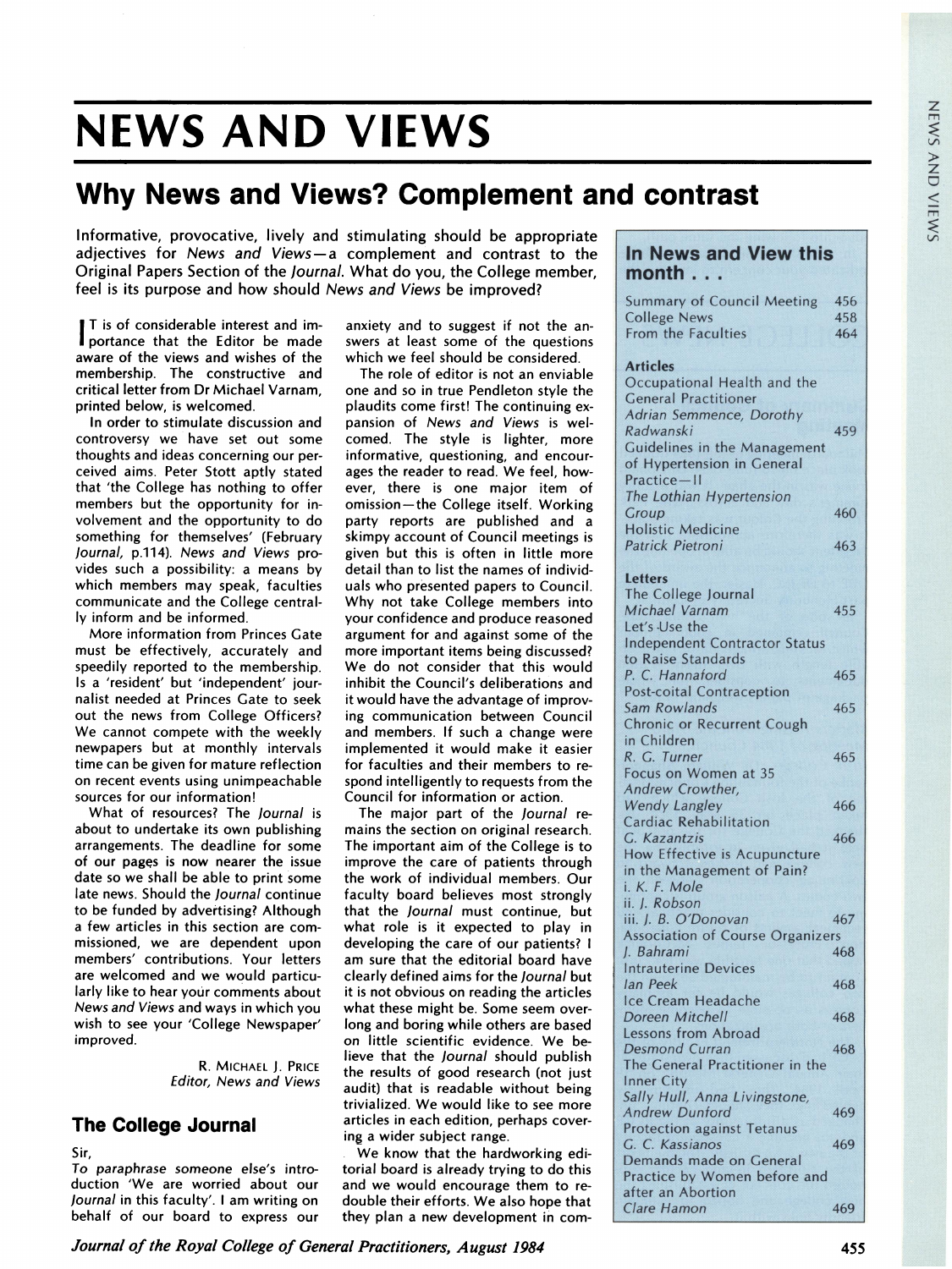# NEWS AND VIEWS

## Why News and Views? Complement and contrast

Informative, provocative, lively and stimulating should be appropriate adjectives for *News and Views*—a complement and contrast to the Original Papers Section of the *Journal*. What do you, the College member, feel is its purpose and how should *News and Views* be improved?

IT is of considerable interest and importance that the Editor be made aware of the views and wishes of the membership. The constructive and critical letter from Dr Michael Varnam, printed below, is welcomed.

In order to stimulate discussion and controversy we have set out some thoughts and ideas concerning our perceived aims. Peter Stott aptly stated that 'the College has nothing to offer members but the opportunity for involvement and the opportunity to do something for themselves' (February *Journal*, p.114). *News and Views* provides such a possibility: a means by which members may speak, faculties communicate and the College centrally inform and be informed.

More information from Princes Gate must be effectively, accurately and speedily reported to the membership. Is a 'resident' but 'independent' journalist needed at Princes Gate to seek out the news from College Officers? We cannot compete with the weekly newspapers but at monthly intervals time can be given for mature reflection on recent events using unimpeachable sources for our information!

What of resources? The *Journal* is about to undertake its own publishing arrangements. The deadline for some of our pages is now nearer the issue date so we shall be able to print some late news. Should the *Journal* continue to be funded by advertising? Although a few articles in this section are commissioned, we are dependent upon members' contributions. Your letters are welcomed and we would particularly like to hear your comments about *News and Views* and ways in which you wish to see your 'College Newspaper' improved.

R. MICHAEL J. PRICE
*Editor, News and Views*

### The College Journal

Sir,

*To paraphrase someone else's introduction 'We are worried about our Journal in this faculty'.* I am writing on behalf of our board to express our anxiety and to suggest if not the answers at least some of the questions which we feel should be considered.

The role of editor is not an enviable one and so in true Pendleton style the plaudits come first! The continuing expansion of *News and Views* is welcomed. The style is lighter, more informative, questioning, and encourages the reader to read. We feel, however, there is one major item of omission—the College itself. Working party reports are published and a skimpy account of Council meetings is given but this is often in little more detail than to list the names of individuals who presented papers to Council. Why not take College members into your confidence and produce reasoned argument for and against some of the more important items being discussed? We do not consider that this would inhibit the Council's deliberations and it would have the advantage of improving communication between Council and members. If such a change were implemented it would make it easier for faculties and their members to respond intelligently to requests from the Council for information or action.

The major part of the *Journal* remains the section on original research. The important aim of the College is to improve the care of patients through the work of individual members. Our faculty board believes most strongly that the *Journal* must continue, but what role is it expected to play in developing the care of our patients? I am sure that the editorial board have clearly defined aims for the *Journal* but it is not obvious on reading the articles what these might be. Some seem overlong and boring while others are based on little scientific evidence. We believe that the *Journal* should publish the results of good research (not just audit) that is readable without being trivialized. We would like to see more articles in each edition, perhaps covering a wider subject range.

We know that the hardworking editorial board is already trying to do this and we would encourage them to redouble their efforts. We also hope that they plan a new development in com-

### In News and View this month . . .

| | |
|---|---|
| Summary of Council Meeting | 456 |
| College News | 458 |
| From the Faculties | 464 |
| **Articles** | |
| Occupational Health and the General Practitioner *Adrian Semmence, Dorothy Radwanski* | 459 |
| Guidelines in the Management of Hypertension in General Practice—II *The Lothian Hypertension Group* | 460 |
| Holistic Medicine *Patrick Pietroni* | 463 |
| **Letters** | |
| The College Journal *Michael Varnam* | 455 |
| Let's Use the Independent Contractor Status to Raise Standards *P. C. Hannaford* | 465 |
| Post-coital Contraception *Sam Rowlands* | 465 |
| Chronic or Recurrent Cough in Children *R. G. Turner* | 465 |
| Focus on Women at 35 *Andrew Crowther, Wendy Langley* | 466 |
| Cardiac Rehabilitation *G. Kazantzis* | 466 |
| How Effective is Acupuncture in the Management of Pain? *i. K. F. Mole ii. J. Robson iii. J. B. O'Donovan* | 467 |
| Association of Course Organizers *J. Bahrami* | 468 |
| Intrauterine Devices *Ian Peek* | 468 |
| Ice Cream Headache *Doreen Mitchell* | 468 |
| Lessons from Abroad *Desmond Curran* | 468 |
| The General Practitioner in the Inner City *Sally Hull, Anna Livingstone, Andrew Dunford* | 469 |
| Protection against Tetanus *G. C. Kassianos* | 469 |
| Demands made on General Practice by Women before and after an Abortion *Clare Hamon* | 469 |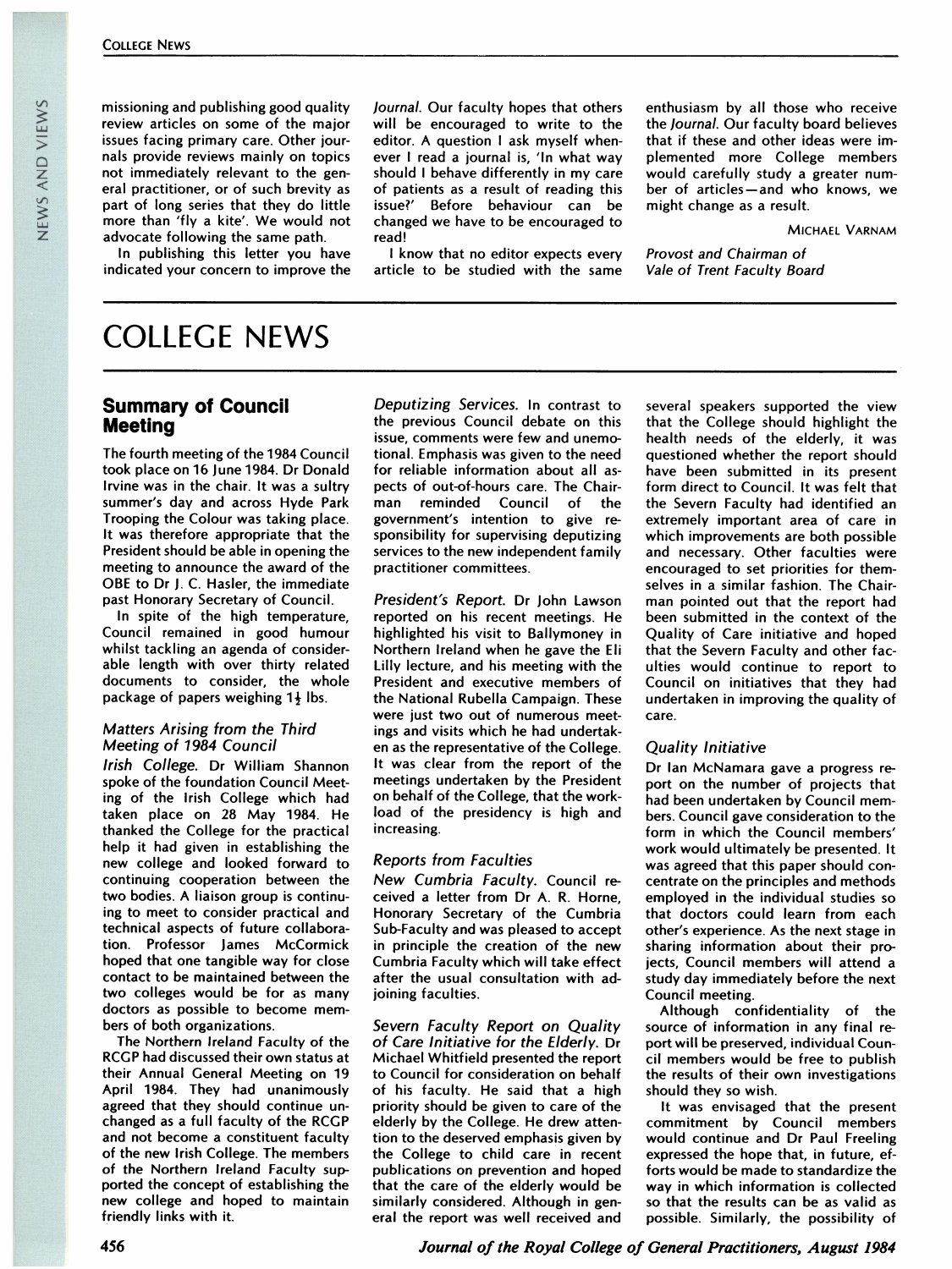missioning and publishing good quality review articles on some of the major issues facing primary care. Other journals provide reviews mainly on topics not immediately relevant to the general practitioner, or of such brevity as part of long series that they do little more than 'fly a kite'. We would not advocate following the same path.

In publishing this letter you have indicated your concern to improve the *Journal*. Our faculty hopes that others will be encouraged to write to the editor. A question I ask myself whenever I read a journal is, 'In what way should I behave differently in my care of patients as a result of reading this issue?' Before behaviour can be changed we have to be encouraged to read!

I know that no editor expects every article to be studied with the same enthusiasm by all those who receive the *Journal*. Our faculty board believes that if these and other ideas were implemented more College members would carefully study a greater number of articles—and who knows, we might change as a result.

MICHAEL VARNAM

*Provost and Chairman of Vale of Trent Faculty Board*

# COLLEGE NEWS

## Summary of Council Meeting

The fourth meeting of the 1984 Council took place on 16 June 1984. Dr Donald Irvine was in the chair. It was a sultry summer's day and across Hyde Park Trooping the Colour was taking place. It was therefore appropriate that the President should be able in opening the meeting to announce the award of the OBE to Dr J. C. Hasler, the immediate past Honorary Secretary of Council.

In spite of the high temperature, Council remained in good humour whilst tackling an agenda of considerable length with over thirty related documents to consider, the whole package of papers weighing 1½ lbs.

### *Matters Arising from the Third Meeting of 1984 Council*

*Irish College.* Dr William Shannon spoke of the foundation Council Meeting of the Irish College which had taken place on 28 May 1984. He thanked the College for the practical help it had given in establishing the new college and looked forward to continuing cooperation between the two bodies. A liaison group is continuing to meet to consider practical and technical aspects of future collaboration. Professor James McCormick hoped that one tangible way for close contact to be maintained between the two colleges would be for as many doctors as possible to become members of both organizations.

The Northern Ireland Faculty of the RCGP had discussed their own status at their Annual General Meeting on 19 April 1984. They had unanimously agreed that they should continue unchanged as a full faculty of the RCGP and not become a constituent faculty of the new Irish College. The members of the Northern Ireland Faculty supported the concept of establishing the new college and hoped to maintain friendly links with it.

*Deputizing Services.* In contrast to the previous Council debate on this issue, comments were few and unemotional. Emphasis was given to the need for reliable information about all aspects of out-of-hours care. The Chairman reminded Council of the government's intention to give responsibility for supervising deputizing services to the new independent family practitioner committees.

*President's Report.* Dr John Lawson reported on his recent meetings. He highlighted his visit to Ballymoney in Northern Ireland when he gave the Eli Lilly lecture, and his meeting with the President and executive members of the National Rubella Campaign. These were just two out of numerous meetings and visits which he had undertaken as the representative of the College. It was clear from the report of the meetings undertaken by the President on behalf of the College, that the workload of the presidency is high and increasing.

### *Reports from Faculties*

*New Cumbria Faculty.* Council received a letter from Dr A. R. Horne, Honorary Secretary of the Cumbria Sub-Faculty and was pleased to accept in principle the creation of the new Cumbria Faculty which will take effect after the usual consultation with adjoining faculties.

*Severn Faculty Report on Quality of Care Initiative for the Elderly.* Dr Michael Whitfield presented the report to Council for consideration on behalf of his faculty. He said that a high priority should be given to care of the elderly by the College. He drew attention to the deserved emphasis given by the College to child care in recent publications on prevention and hoped that the care of the elderly would be similarly considered. Although in general the report was well received and several speakers supported the view that the College should highlight the health needs of the elderly, it was questioned whether the report should have been submitted in its present form direct to Council. It was felt that the Severn Faculty had identified an extremely important area of care in which improvements are both possible and necessary. Other faculties were encouraged to set priorities for themselves in a similar fashion. The Chairman pointed out that the report had been submitted in the context of the Quality of Care initiative and hoped that the Severn Faculty and other faculties would continue to report to Council on initiatives that they had undertaken in improving the quality of care.

### *Quality Initiative*

Dr Ian McNamara gave a progress report on the number of projects that had been undertaken by Council members. Council gave consideration to the form in which the Council members' work would ultimately be presented. It was agreed that this paper should concentrate on the principles and methods employed in the individual studies so that doctors could learn from each other's experience. As the next stage in sharing information about their projects, Council members will attend a study day immediately before the next Council meeting.

Although confidentiality of the source of information in any final report will be preserved, individual Council members would be free to publish the results of their own investigations should they so wish.

It was envisaged that the present commitment by Council members would continue and Dr Paul Freeling expressed the hope that, in future, efforts would be made to standardize the way in which information is collected so that the results can be as valid as possible. Similarly, the possibility of